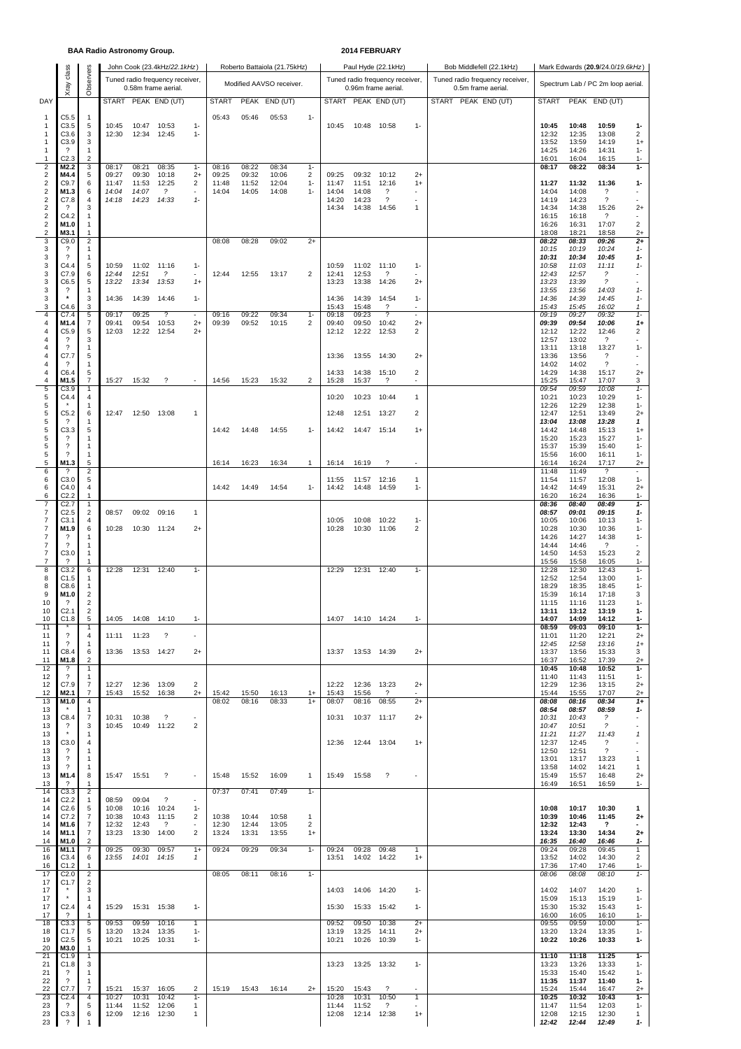**BAA Radio Astronomy Group.** **2014 FEBRUARY**

| DAY | Xray class | Observers | John Cook (23.4kHz/22.1kHz) Tuned radio frequency receiver, 0.58m frame aerial. START | PEAK | END (UT) | | Roberto Battaiola (21.75kHz) Modified AAVSO receiver. START | PEAK | END (UT) | | Paul Hyde (22.1kHz) Tuned radio frequency receiver, 0.96m frame aerial. START | PEAK | END (UT) | | Bob Middlefell (22.1kHz) Tuned radio frequency receiver, 0.5m frame aerial. START | PEAK | END (UT) | Mark Edwards (20.9/24.0/19.6kHz) Spectrum Lab / PC 2m loop aerial. START | PEAK | END (UT) | |
|---|---|---|---|---|---|---|---|---|---|---|---|---|---|---|---|---|---|---|---|---|---|---|
| 1 | C5.5 | 1 | | | | | 05:43 | 05:46 | 05:53 | 1- | | | | | | | | | | | | |
| 1 | C3.5 | 5 | 10:45 | 10:47 | 10:53 | 1- | | | | | 10:45 | 10:48 | 10:58 | 1- | | | | 10:45 | 10:48 | 10:59 | 1- |
| 1 | C3.6 | 3 | 12:30 | 12:34 | 12:45 | 1- | | | | | | | | | | | | 12:32 | 12:35 | 13:08 | 2 |
| 1 | C3.9 | 3 | | | | | | | | | | | | | | | | 13:52 | 13:59 | 14:19 | 1+ |
| 1 | ? | 1 | | | | | | | | | | | | | | | | 14:25 | 14:26 | 14:31 | 1- |
| 1 | C2.3 | 2 | | | | | | | | | | | | | | | | 16:01 | 16:04 | 16:15 | 1- |
| 2 | **M2.2** | 3 | 08:17 | 08:21 | 08:35 | 1- | 08:16 | 08:22 | 08:34 | 1- | | | | | | | | **08:17** | **08:22** | **08:34** | **1-** |
| 2 | **M4.4** | 5 | 09:27 | 09:30 | 10:18 | 2+ | 09:25 | 09:32 | 10:06 | 2 | 09:25 | 09:32 | 10:12 | 2+ | | | | | | | |
| 2 | C9.7 | 6 | 11:47 | 11:53 | 12:25 | 2 | 11:48 | 11:52 | 12:04 | 1- | 11:47 | 11:51 | 12:16 | 1+ | | | | **11:27** | **11:32** | **11:36** | **1-** |
| 2 | **M1.3** | 6 | *14:04* | *14:07* | *?* | - | 14:04 | 14:05 | 14:08 | 1- | 14:04 | 14:08 | ? | - | | | | 14:04 | 14:08 | ? | - |
| 2 | C7.8 | 4 | *14:18* | *14:23* | *14:33* | *1-* | | | | | 14:20 | 14:23 | ? | - | | | | 14:19 | 14:23 | ? | - |
| 2 | ? | 3 | | | | | | | | | 14:34 | 14:38 | 14:56 | 1 | | | | 14:34 | 14:38 | 15:26 | 2+ |
| 2 | C4.2 | 1 | | | | | | | | | | | | | | | | 16:15 | 16:18 | ? | - |
| 2 | **M1.0** | 1 | | | | | | | | | | | | | | | | 16:26 | 16:31 | 17:07 | 2 |
| 2 | **M3.1** | 1 | | | | | | | | | | | | | | | | 18:08 | 18:21 | 18:58 | 2+ |
| 3 | C9.0 | 2 | | | | | 08:08 | 08:28 | 09:02 | 2+ | | | | | | | | ***08:22*** | ***08:33*** | ***09:26*** | ***2+*** |
| 3 | ? | 1 | | | | | | | | | | | | | | | | *10:15* | *10:19* | *10:24* | *1-* |
| 3 | ? | 1 | | | | | | | | | | | | | | | | ***10:31*** | ***10:34*** | ***10:45*** | ***1-*** |
| 3 | C4.4 | 5 | 10:59 | 11:02 | 11:16 | 1- | | | | | 10:59 | 11:02 | 11:10 | 1- | | | | *10:58* | *11:03* | *11:11* | *1-* |
| 3 | C7.9 | 6 | *12:44* | *12:51* | *?* | - | 12:44 | 12:55 | 13:17 | 2 | 12:41 | 12:53 | ? | - | | | | *12:43* | *12:57* | *?* | - |
| 3 | C6.5 | 5 | *13:22* | *13:34* | *13:53* | *1+* | | | | | 13:23 | 13:38 | 14:26 | 2+ | | | | *13:23* | *13:39* | *?* | - |
| 3 | ? | 1 | | | | | | | | | | | | | | | | *13:55* | *13:56* | *14:03* | *1-* |
| 3 | * | 3 | 14:36 | 14:39 | 14:46 | 1- | | | | | 14:36 | 14:39 | 14:54 | 1- | | | | *14:36* | *14:39* | *14:45* | *1-* |
| 3 | C4.6 | 3 | | | | | | | | | 15:43 | 15:48 | ? | - | | | | *15:43* | *15:45* | *16:02* | *1* |
| 4 | C7.4 | 5 | 09:17 | 09:25 | ? | - | 09:16 | 09:22 | 09:34 | 1- | 09:18 | 09:23 | ? | - | | | | *09:19* | *09:27* | *09:32* | *1-* |
| 4 | **M1.4** | 7 | 09:41 | 09:54 | 10:53 | 2+ | 09:39 | 09:52 | 10:15 | 2 | 09:40 | 09:50 | 10:42 | 2+ | | | | ***09:39*** | ***09:54*** | ***10:06*** | ***1+*** |
| 4 | C5.9 | 5 | 12:03 | 12:22 | 12:54 | 2+ | | | | | 12:12 | 12:22 | 12:53 | 2 | | | | 12:12 | 12:22 | 12:46 | 2 |
| 4 | ? | 3 | | | | | | | | | | | | | | | | 12:57 | 13:02 | ? | - |
| 4 | ? | 1 | | | | | | | | | | | | | | | | 13:11 | 13:18 | 13:27 | 1- |
| 4 | C7.7 | 5 | | | | | | | | | 13:36 | 13:55 | 14:30 | 2+ | | | | 13:36 | 13:56 | ? | - |
| 4 | ? | 1 | | | | | | | | | | | | | | | | 14:02 | 14:02 | ? | - |
| 4 | C6.4 | 5 | | | | | | | | | 14:33 | 14:38 | 15:10 | 2 | | | | 14:29 | 14:38 | 15:17 | 2+ |
| 4 | **M1.5** | 7 | 15:27 | 15:32 | ? | - | 14:56 | 15:23 | 15:32 | 2 | 15:28 | 15:37 | ? | - | | | | 15:25 | 15:47 | 17:07 | 3 |
| 5 | C3.9 | 1 | | | | | | | | | | | | | | | | *09:54* | *09:59* | *10:08* | *1-* |
| 5 | C4.4 | 4 | | | | | | | | | 10:20 | 10:23 | 10:44 | 1 | | | | 10:21 | 10:23 | 10:29 | 1- |
| 5 | * | 1 | | | | | | | | | | | | | | | | 12:26 | 12:29 | 12:38 | 1- |
| 5 | C5.2 | 6 | 12:47 | 12:50 | 13:08 | 1 | | | | | 12:48 | 12:51 | 13:27 | 2 | | | | 12:47 | 12:51 | 13:49 | 2+ |
| 5 | ? | 1 | | | | | | | | | | | | | | | | ***13:04*** | ***13:08*** | ***13:28*** | ***1*** |
| 5 | C3.3 | 5 | | | | | 14:42 | 14:48 | 14:55 | 1- | 14:42 | 14:47 | 15:14 | 1+ | | | | 14:42 | 14:48 | 15:13 | 1+ |
| 5 | ? | 1 | | | | | | | | | | | | | | | | 15:20 | 15:23 | 15:27 | 1- |
| 5 | ? | 1 | | | | | | | | | | | | | | | | 15:37 | 15:39 | 15:40 | 1- |
| 5 | ? | 1 | | | | | | | | | | | | | | | | 15:56 | 16:00 | 16:11 | 1- |
| 5 | **M1.3** | 5 | | | | | 16:14 | 16:23 | 16:34 | 1 | 16:14 | 16:19 | ? | - | | | | 16:14 | 16:24 | 17:17 | 2+ |
| 6 | ? | 2 | | | | | | | | | | | | | | | | 11:48 | 11:49 | ? | - |
| 6 | C3.0 | 5 | | | | | | | | | 11:55 | 11:57 | 12:16 | 1 | | | | 11:54 | 11:57 | 12:08 | 1- |
| 6 | C4.0 | 4 | | | | | 14:42 | 14:49 | 14:54 | 1- | 14:42 | 14:48 | 14:59 | 1- | | | | 14:42 | 14:49 | 15:31 | 2+ |
| 6 | C2.2 | 1 | | | | | | | | | | | | | | | | 16:20 | 16:24 | 16:36 | 1- |
| 7 | C2.7 | 1 | | | | | | | | | | | | | | | | *08:36* | *08:40* | *08:49* | *1-* |
| 7 | C2.5 | 2 | 08:57 | 09:02 | 09:16 | 1 | | | | | | | | | | | | *08:57* | *09:01* | *09:15* | *1-* |
| 7 | C3.1 | 4 | | | | | | | | | 10:05 | 10:08 | 10:22 | 1- | | | | 10:05 | 10:06 | 10:13 | 1- |
| 7 | **M1.9** | 6 | 10:28 | 10:30 | 11:24 | 2+ | | | | | 10:28 | 10:30 | 11:06 | 2 | | | | 10:28 | 10:30 | 10:36 | 1- |
| 7 | ? | 1 | | | | | | | | | | | | | | | | 14:26 | 14:27 | 14:38 | 1- |
| 7 | ? | 1 | | | | | | | | | | | | | | | | 14:44 | 14:46 | ? | - |
| 7 | C3.0 | 1 | | | | | | | | | | | | | | | | 14:50 | 14:53 | 15:23 | 2 |
| 7 | ? | 1 | | | | | | | | | | | | | | | | 15:56 | 15:58 | 16:05 | 1- |
| 8 | C3.2 | 6 | 12:28 | 12:31 | 12:40 | 1- | | | | | 12:29 | 12:31 | 12:40 | 1- | | | | 12:28 | 12:30 | 12:43 | 1- |
| 8 | C1.5 | 1 | | | | | | | | | | | | | | | | 12:52 | 12:54 | 13:00 | 1- |
| 8 | C8.6 | 1 | | | | | | | | | | | | | | | | 18:29 | 18:35 | 18:45 | 1- |
| 9 | **M1.0** | 2 | | | | | | | | | | | | | | | | 15:39 | 16:14 | 17:18 | 3 |
| 10 | ? | 2 | | | | | | | | | | | | | | | | 11:15 | 11:16 | 11:23 | 1- |
| 10 | C2.1 | 2 | | | | | | | | | | | | | | | | **13:11** | **13:12** | **13:19** | **1-** |
| 10 | C1.8 | 5 | 14:05 | 14:08 | 14:10 | 1- | | | | | 14:07 | 14:10 | 14:24 | 1- | | | | **14:07** | **14:09** | **14:12** | **1-** |
| 11 | * | 1 | | | | | | | | | | | | | | | | **08:59** | **09:03** | **09:10** | **1-** |
| 11 | ? | 4 | 11:11 | 11:23 | ? | - | | | | | | | | | | | | 11:01 | 11:20 | 12:21 | 2+ |
| 11 | ? | 1 | | | | | | | | | | | | | | | | *12:45* | *12:58* | *13:16* | *1+* |
| 11 | C8.4 | 6 | 13:36 | 13:53 | 14:27 | 2+ | | | | | 13:37 | 13:53 | 14:39 | 2+ | | | | 13:37 | 13:56 | 15:33 | 3 |
| 11 | **M1.8** | 2 | | | | | | | | | | | | | | | | 16:37 | 16:52 | 17:39 | 2+ |
| 12 | ? | 1 | | | | | | | | | | | | | | | | **10:45** | **10:48** | **10:52** | **1-** |
| 12 | ? | 1 | | | | | | | | | | | | | | | | 11:40 | 11:43 | 11:51 | 1- |
| 12 | C7.9 | 7 | 12:27 | 12:36 | 13:09 | 2 | | | | | 12:22 | 12:36 | 13:23 | 2+ | | | | 12:29 | 12:36 | 13:15 | 2+ |
| 12 | **M2.1** | 7 | 15:43 | 15:52 | 16:38 | 2+ | 15:42 | 15:50 | 16:13 | 1+ | 15:43 | 15:56 | ? | - | | | | 15:44 | 15:55 | 17:07 | 2+ |
| 13 | **M1.0** | 4 | | | | | 08:02 | 08:16 | 08:33 | 1+ | 08:07 | 08:16 | 08:55 | 2+ | | | | ***08:08*** | ***08:16*** | ***08:34*** | ***1+*** |
| 13 | * | 1 | | | | | | | | | | | | | | | | ***08:54*** | ***08:57*** | ***08:59*** | ***1-*** |
| 13 | C8.4 | 7 | 10:31 | 10:38 | ? | - | | | | | 10:31 | 10:37 | 11:17 | 2+ | | | | *10:31* | *10:43* | *?* | - |
| 13 | ? | 3 | 10:45 | 10:49 | 11:22 | 2 | | | | | | | | | | | | *10:47* | *10:51* | *?* | - |
| 13 | * | 1 | | | | | | | | | | | | | | | | *11:21* | *11:27* | *11:43* | *1* |
| 13 | C3.0 | 4 | | | | | | | | | 12:36 | 12:44 | 13:04 | 1+ | | | | 12:37 | 12:45 | ? | - |
| 13 | ? | 1 | | | | | | | | | | | | | | | | 12:50 | 12:51 | ? | - |
| 13 | ? | 1 | | | | | | | | | | | | | | | | 13:01 | 13:17 | 13:23 | 1 |
| 13 | ? | 1 | | | | | | | | | | | | | | | | 13:58 | 14:02 | 14:21 | 1 |
| 13 | **M1.4** | 8 | 15:47 | 15:51 | ? | - | 15:48 | 15:52 | 16:09 | 1 | 15:49 | 15:58 | ? | - | | | | 15:49 | 15:57 | 16:48 | 2+ |
| 13 | ? | 1 | | | | | | | | | | | | | | | | 16:49 | 16:51 | 16:59 | 1- |
| 14 | C3.3 | 2 | | | | | 07:37 | 07:41 | 07:49 | 1- | | | | | | | | | | | |
| 14 | C2.2 | 1 | 08:59 | 09:04 | ? | - | | | | | | | | | | | | | | | |
| 14 | C2.6 | 5 | 10:08 | 10:16 | 10:24 | 1- | | | | | | | | | | | | **10:08** | **10:17** | **10:30** | **1** |
| 14 | C7.2 | 7 | 10:38 | 10:43 | 11:15 | 2 | 10:38 | 10:44 | 10:58 | 1 | | | | | | | | **10:39** | **10:46** | **11:45** | **2+** |
| 14 | **M1.6** | 7 | 12:32 | 12:43 | ? | - | 12:30 | 12:44 | 13:05 | 2 | | | | | | | | **12:32** | **12:43** | **?** | **-** |
| 14 | **M1.1** | 7 | 13:23 | 13:30 | 14:00 | 2 | 13:24 | 13:31 | 13:55 | 1+ | | | | | | | | **13:24** | **13:30** | **14:34** | **2+** |
| 14 | **M1.0** | 2 | | | | | | | | | | | | | | | | ***16:35*** | ***16:40*** | ***16:46*** | ***1-*** |
| 16 | **M1.1** | 7 | 09:25 | 09:30 | 09:57 | 1+ | 09:24 | 09:29 | 09:34 | 1- | 09:24 | 09:28 | 09:48 | 1 | | | | 09:24 | 09:28 | 09:45 | 1 |
| 16 | C3.4 | 6 | *13:55* | *14:01* | *14:15* | *1* | | | | | 13:51 | 14:02 | 14:22 | 1+ | | | | 13:52 | 14:02 | 14:30 | 2 |
| 16 | C1.2 | 1 | | | | | | | | | | | | | | | | 17:36 | 17:40 | 17:46 | 1- |
| 17 | C2.0 | 2 | | | | | 08:05 | 08:11 | 08:16 | 1- | | | | | | | | *08:06* | *08:08* | *08:10* | *1-* |
| 17 | C1.7 | 2 | | | | | | | | | | | | | | | | | | | |
| 17 | * | 3 | | | | | | | | | 14:03 | 14:06 | 14:20 | 1- | | | | 14:02 | 14:07 | 14:20 | 1- |
| 17 | * | 1 | | | | | | | | | | | | | | | | 15:09 | 15:13 | 15:19 | 1- |
| 17 | C2.4 | 4 | 15:29 | 15:31 | 15:38 | 1- | | | | | 15:30 | 15:33 | 15:42 | 1- | | | | 15:30 | 15:32 | 15:43 | 1- |
| 17 | ? | 1 | | | | | | | | | | | | | | | | 16:00 | 16:05 | 16:10 | 1- |
| 18 | C3.3 | 5 | 09:53 | 09:59 | 10:16 | 1 | | | | | 09:52 | 09:50 | 10:38 | 2+ | | | | 09:55 | 09:59 | 10:00 | 1- |
| 18 | C1.7 | 5 | 13:20 | 13:24 | 13:35 | 1- | | | | | 13:19 | 13:25 | 14:11 | 2+ | | | | 13:20 | 13:24 | 13:35 | 1- |
| 19 | C2.5 | 5 | 10:21 | 10:25 | 10:31 | 1- | | | | | 10:21 | 10:26 | 10:39 | 1- | | | | **10:22** | **10:26** | **10:33** | **1-** |
| 20 | **M3.0** | 1 | | | | | | | | | | | | | | | | | | | |
| 21 | C1.9 | 1 | | | | | | | | | | | | | | | | **11:10** | **11:18** | **11:25** | **1-** |
| 21 | C1.8 | 3 | | | | | | | | | 13:23 | 13:25 | 13:32 | 1- | | | | 13:23 | 13:26 | 13:33 | 1- |
| 21 | ? | 1 | | | | | | | | | | | | | | | | 15:33 | 15:40 | 15:42 | 1- |
| 22 | ? | 1 | | | | | | | | | | | | | | | | **11:35** | **11:37** | **11:40** | **1-** |
| 22 | C7.7 | 7 | 15:21 | 15:37 | 16:05 | 2 | 15:19 | 15:43 | 16:14 | 2+ | 15:20 | 15:43 | ? | - | | | | 15:24 | 15:44 | 16:47 | 2+ |
| 23 | C2.4 | 4 | 10:27 | 10:31 | 10:42 | 1- | | | | | 10:28 | 10:31 | 10:50 | 1 | | | | **10:25** | **10:32** | **10:43** | **1-** |
| 23 | ? | 5 | 11:44 | 11:52 | 12:06 | 1 | | | | | 11:44 | 11:52 | ? | - | | | | 11:47 | 11:54 | 12:03 | 1- |
| 23 | C3.3 | 6 | 12:09 | 12:16 | 12:30 | 1 | | | | | 12:08 | 12:14 | 12:38 | 1+ | | | | 12:08 | 12:15 | 12:30 | 1 |
| 23 | ? | 1 | | | | | | | | | | | | | | | | ***12:42*** | ***12:44*** | ***12:49*** | ***1-*** |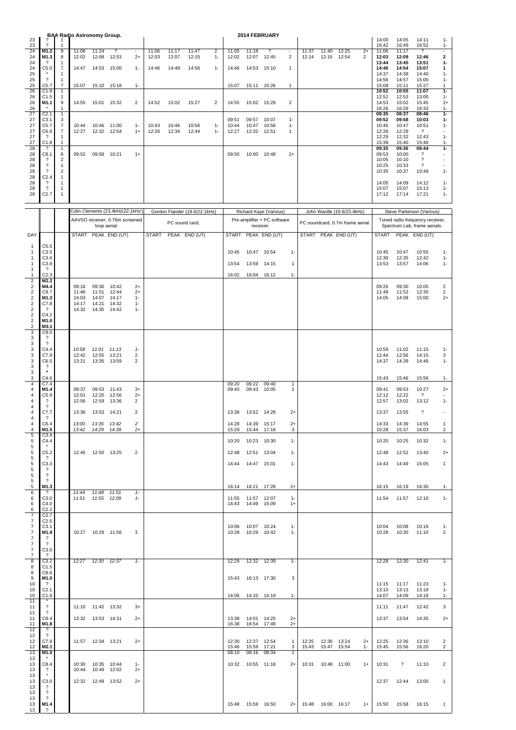**BAA Radio Astronomy Group.**

**2014 FEBRUARY**

| DAY | | | START | PEAK | END (UT) | | START | PEAK | END (UT) | | START | PEAK | END (UT) | | START | PEAK | END (UT) | | START | PEAK | END (UT) | |
|---|---|---|---|---|---|---|---|---|---|---|---|---|---|---|---|---|---|---|---|---|---|---|
| 23 | ? | 1 | | | | | | | | | | | | | | | | | 14:00 | 14:05 | 14:11 | 1- |
| 23 | ? | 1 | | | | | | | | | | | | | | | | | 16:42 | 16:49 | 16:52 | 1- |
| 24 | **M1.2** | 9 | 11:06 | 11:24 | ? | - | 11:06 | 11:17 | 11:47 | 2 | 11:05 | 11:18 | ? | - | 11:37 | 11:40 | 12:25 | 2+ | 11:06 | 11:17 | ? | - |
| 24 | **M1.3** | 8 | 12:02 | 12:08 | 12:53 | 2+ | 12:03 | 12:07 | 12:15 | 1- | 12:02 | 12:07 | 12:45 | 2 | 12:14 | 12:15 | 12:54 | 2 | 12:03 | 12:09 | 12:46 | 2 |
| 24 | ? | 1 | | | | | | | | | | | | | | | | | 13:44 | 13:45 | 13:51 | 1- |
| 24 | C5.0 | 7 | 14:47 | 14:53 | 15:00 | 1- | 14:46 | 14:49 | 14:56 | 1- | 14:46 | 14:53 | 15:10 | 1 | | | | | 14:46 | 14:54 | 15:07 | 1 |
| 25 | * | 1 | | | | | | | | | | | | | | | | | 14:37 | 14:38 | 14:40 | 1- |
| 25 | ? | 1 | | | | | | | | | | | | | | | | | 14:56 | 14:57 | 15:00 | 1- |
| 25 | C5.7 | 7 | 15:07 | 15:10 | 15:18 | 1- | | | | | 15:07 | 15:11 | 15:26 | 1 | | | | | 15:08 | 15:11 | 15:27 | 1 |
| 26 | C1.9 | 1 | | | | | | | | | | | | | | | | | 10:52 | 10:55 | 11:07 | 1- |
| 26 | C1.5 | 1 | | | | | | | | | | | | | | | | | 12:52 | 12:53 | 13:00 | 1- |
| 26 | **M1.1** | 9 | 14:55 | 15:01 | 15:32 | 2 | 14:52 | 15:02 | 15:27 | 2 | 14:55 | 15:02 | 15:29 | 2 | | | | | 14:53 | 15:02 | 15:45 | 2+ |
| 26 | * | 1 | | | | | | | | | | | | | | | | | 16:26 | 16:29 | 16:33 | 1- |
| 27 | C2.1 | 1 | | | | | | | | | | | | | | | | | 08:35 | 08:37 | 08:46 | 1- |
| 27 | C3.1 | 3 | | | | | | | | | 09:51 | 09:57 | 10:07 | 1- | | | | | 09:52 | 09:58 | 10:03 | 1- |
| 27 | C5.7 | 7 | 10:44 | 10:46 | 11:00 | 1- | 10:43 | 10:46 | 10:56 | 1- | 10:44 | 10:47 | 10:56 | 1- | | | | | 10:45 | 10:47 | 10:51 | 1- |
| 27 | C6.8 | 7 | 12:27 | 12:32 | 12:54 | 1+ | 12:26 | 12:34 | 12:44 | 1- | 12:27 | 12:32 | 12:51 | 1 | | | | | 12:26 | 12:29 | ? | - |
| 27 | ? | 1 | | | | | | | | | | | | | | | | | 12:29 | 12:32 | 12:43 | 1- |
| 27 | C1.8 | 1 | | | | | | | | | | | | | | | | | 15:39 | 15:40 | 15:46 | 1- |
| 28 | ? | 1 | | | | | | | | | | | | | | | | | 09:35 | 09:36 | 09:44 | 1- |
| 28 | C8.1 | 8 | 09:52 | 09:58 | 10:21 | 1+ | | | | | 09:50 | 10:00 | 10:48 | 2+ | | | | | 09:53 | 10:00 | ? | - |
| 28 | ? | 2 | | | | | | | | | | | | | | | | | 10:05 | 10:10 | ? | - |
| 28 | ? | 1 | | | | | | | | | | | | | | | | | 10:25 | 10:33 | ? | - |
| 28 | ? | 2 | | | | | | | | | | | | | | | | | 10:35 | 10:37 | 10:49 | 1- |
| 28 | C2.4 | 1 | | | | | | | | | | | | | | | | | | | | |
| 28 | ? | 1 | | | | | | | | | | | | | | | | | 14:05 | 14:09 | 14:12 | 1- |
| 28 | ? | 1 | | | | | | | | | | | | | | | | | 15:07 | 15:07 | 15:13 | 1- |
| 28 | C2.7 | 1 | | | | | | | | | | | | | | | | | 17:12 | 17:14 | 17:21 | 1- |

| | | | Colin Clements (23.4kHz/*22.1kHz*) | | | | Gordon Fiander (19.6/22.1kHz) | | | | Richard Kaye (Various) | | | | John Wardle (19.6/23.4kHz) | | | | Steve Parkinson (Various) | | | |
|---|---|---|---|---|---|---|---|---|---|---|---|---|---|---|---|---|---|---|---|---|---|---|
| | | | AAVSO receiver, 0.76m screened loop aerial. | | | | PC sound card. | | | | Pre-amplifier + PC software receiver. | | | | PC soundcard, 0.7m frame aerial. | | | | Tuned radio frequency receiver, Spectrum Lab, frame aerials. | | | |
| DAY | | | START | PEAK | END (UT) | | START | PEAK | END (UT) | | START | PEAK | END (UT) | | START | PEAK | END (UT) | | START | PEAK | END (UT) | |
| 1 | C5.5 | | | | | | | | | | | | | | | | | | | | | |
| 1 | C3.5 | | | | | | | | | | 10:45 | 10:47 | 10:54 | 1- | | | | | 10:45 | 10:47 | 10:55 | 1- |
| 1 | C3.6 | | | | | | | | | | | | | | | | | | 12:30 | 12:35 | 12:42 | 1- |
| 1 | C3.9 | | | | | | | | | | 13:54 | 13:59 | 14:15 | 1 | | | | | 13:53 | 13:57 | 14:06 | 1- |
| 1 | ? | | | | | | | | | | | | | | | | | | | | | |
| 1 | C2.3 | | | | | | | | | | 16:02 | 16:04 | 16:12 | 1- | | | | | | | | |
| 2 | **M2.2** | | | | | | | | | | | | | | | | | | | | | |
| 2 | **M4.4** | | 09:18 | 09:30 | 10:42 | 2+ | | | | | | | | | | | | | 09:26 | 09:30 | 10:05 | 2 |
| 2 | C9.7 | | 11:46 | 11:51 | 12:44 | 2+ | | | | | | | | | | | | | 11:48 | 11:52 | 12:30 | 2 |
| 2 | **M1.3** | | 14:03 | 14:07 | 14:17 | 1- | | | | | | | | | | | | | 14:05 | 14:08 | 15:00 | 2+ |
| 2 | C7.8 | | 14:17 | 14:21 | 14:32 | 1- | | | | | | | | | | | | | | | | |
| 2 | ? | | 14:32 | 14:35 | 14:42 | 1- | | | | | | | | | | | | | | | | |
| 2 | C4.2 | | | | | | | | | | | | | | | | | | | | | |
| 2 | **M1.0** | | | | | | | | | | | | | | | | | | | | | |
| 2 | **M3.1** | | | | | | | | | | | | | | | | | | | | | |
| 3 | C9.0 | | | | | | | | | | | | | | | | | | | | | |
| 3 | ? | | | | | | | | | | | | | | | | | | | | | |
| 3 | ? | | | | | | | | | | | | | | | | | | | | | |
| 3 | C4.4 | | *10:58* | *11:01* | *11:13* | *1-* | | | | | | | | | | | | | 10:59 | 11:02 | 11:15 | 1- |
| 3 | C7.9 | | 12:42 | 12:55 | 13:21 | 2 | | | | | | | | | | | | | 12:44 | 12:56 | 14:15 | 3 |
| 3 | C6.5 | | 13:21 | 13:35 | 13:59 | 2 | | | | | | | | | | | | | 14:37 | 14:39 | 14:46 | 1- |
| 3 | ? | | | | | | | | | | | | | | | | | | | | | |
| 3 | * | | | | | | | | | | | | | | | | | | | | | |
| 3 | C4.6 | | | | | | | | | | | | | | | | | | 15:43 | 15:46 | 15:56 | 1- |
| 4 | C7.4 | | | | | | | | | | 09:20 | 09:22 | 09:40 | 1 | | | | | | | | |
| 4 | **M1.4** | | 09:37 | 09:53 | 11:43 | 3+ | | | | | 09:40 | 09:43 | 10:05 | 1 | | | | | 09:41 | 09:53 | 10:27 | 2+ |
| 4 | C5.9 | | 12:01 | 12:20 | 12:56 | 2+ | | | | | | | | | | | | | 12:12 | 12:22 | ? | - |
| 4 | ? | | 12:56 | 12:59 | 13:36 | 2 | | | | | | | | | | | | | 12:57 | 13:02 | 13:12 | 1- |
| 4 | ? | | | | | | | | | | | | | | | | | | | | | |
| 4 | C7.7 | | 13:36 | 13:53 | 14:21 | 2 | | | | | 13:38 | 13:52 | 14:28 | 2+ | | | | | 13:37 | 13:55 | ? | - |
| 4 | ? | | | | | | | | | | | | | | | | | | | | | |
| 4 | C6.4 | | *13:00* | *13:35* | *13:42* | *2* | | | | | 14:28 | 14:39 | 15:17 | 2+ | | | | | 14:33 | 14:39 | 14:55 | 1 |
| 4 | **M1.5** | | *13:42* | *14:29* | *14:39* | *2+* | | | | | 15:29 | 15:44 | 17:18 | 3 | | | | | 15:28 | 15:37 | 16:03 | 2 |
| 5 | C3.9 | | | | | | | | | | | | | | | | | | | | | |
| 5 | C4.4 | | | | | | | | | | 10:20 | 10:23 | 10:30 | 1- | | | | | 10:20 | 10:25 | 10:32 | 1- |
| 5 | * | | | | | | | | | | | | | | | | | | | | | |
| 5 | C5.2 | | 12:45 | 12:50 | 13:25 | 2 | | | | | 12:48 | 12:51 | 13:04 | 1- | | | | | 12:48 | 12:52 | 13:40 | 2+ |
| 5 | ? | | | | | | | | | | | | | | | | | | | | | |
| 5 | C3.3 | | | | | | | | | | 14:44 | 14:47 | 15:01 | 1- | | | | | 14:43 | 14:49 | 15:05 | 1 |
| 5 | ? | | | | | | | | | | | | | | | | | | | | | |
| 5 | ? | | | | | | | | | | | | | | | | | | | | | |
| 5 | ? | | | | | | | | | | | | | | | | | | | | | |
| 5 | **M1.3** | | | | | | | | | | 16:14 | 16:21 | 17:28 | 2+ | | | | | 16:15 | 16:19 | 16:30 | 1- |
| 6 | ? | | *11:44* | *11:48* | *11:51* | *1-* | | | | | | | | | | | | | | | | |
| 6 | C3.0 | | *11:51* | *11:55* | *12:09* | *1-* | | | | | 11:55 | 11:57 | 12:07 | 1- | | | | | 11:54 | 11:57 | 12:10 | 1- |
| 6 | C4.0 | | | | | | | | | | 14:43 | 14:49 | 15:09 | 1+ | | | | | | | | |
| 6 | C2.2 | | | | | | | | | | | | | | | | | | | | | |
| 7 | C2.7 | | | | | | | | | | | | | | | | | | | | | |
| 7 | C2.5 | | | | | | | | | | | | | | | | | | | | | |
| 7 | C3.1 | | | | | | | | | | 10:06 | 10:07 | 10:24 | 1- | | | | | 10:04 | 10:08 | 10:16 | 1- |
| 7 | **M1.9** | | 10:27 | 10:29 | 11:56 | 3 | | | | | 10:28 | 10:29 | 10:42 | 1- | | | | | 10:28 | 10:30 | 11:10 | 2 |
| 7 | ? | | | | | | | | | | | | | | | | | | | | | |
| 7 | ? | | | | | | | | | | | | | | | | | | | | | |
| 7 | C3.0 | | | | | | | | | | | | | | | | | | | | | |
| 7 | ? | | | | | | | | | | | | | | | | | | | | | |
| 8 | C3.2 | | *12:27* | *12:30* | *12:37* | *1-* | | | | | 12:29 | 12:32 | 12:39 | 1- | | | | | 12:28 | 12:30 | 12:41 | 1- |
| 8 | C1.5 | | | | | | | | | | | | | | | | | | | | | |
| 8 | C8.6 | | | | | | | | | | | | | | | | | | | | | |
| 9 | **M1.0** | | | | | | | | | | 15:43 | 16:13 | 17:30 | 3 | | | | | | | | |
| 10 | ? | | | | | | | | | | | | | | | | | | 11:15 | 11:17 | 11:23 | 1- |
| 10 | C2.1 | | | | | | | | | | | | | | | | | | 13:10 | 13:13 | 13:19 | 1- |
| 10 | C1.8 | | | | | | | | | | 14:06 | 14:10 | 14:19 | 1- | | | | | 14:07 | 14:09 | 14:18 | 1- |
| 11 | * | | | | | | | | | | | | | | | | | | | | | |
| 11 | ? | | 11:10 | 11:42 | 13:32 | 3+ | | | | | | | | | | | | | 11:11 | 11:47 | 12:42 | 3 |
| 11 | ? | | | | | | | | | | | | | | | | | | | | | |
| 11 | C8.4 | | 13:32 | 13:53 | 14:31 | 2+ | | | | | 13:38 | 14:01 | 14:25 | 2+ | | | | | 13:37 | 13:54 | 14:35 | 2+ |
| 11 | **M1.8** | | | | | | | | | | 16:38 | 16:54 | 17:49 | 2+ | | | | | | | | |
| 12 | ? | | | | | | | | | | | | | | | | | | | | | |
| 12 | ? | | | | | | | | | | | | | | | | | | | | | |
| 12 | C7.9 | | 11:57 | 12:34 | 13:21 | 2+ | | | | | 12:30 | 12:37 | 12:54 | 1 | 12:25 | 12:36 | 13:24 | 2+ | 12:25 | 12:36 | 13:10 | 2 |
| 12 | **M2.1** | | | | | | | | | | 15:46 | 15:59 | 17:21 | 3 | 15:43 | 15:47 | 15:54 | 1- | 15:45 | 15:56 | 16:20 | 2 |
| 13 | **M1.0** | | | | | | | | | | 08:10 | 08:16 | 08:34 | 1 | | | | | | | | |
| 13 | * | | | | | | | | | | | | | | | | | | | | | |
| 13 | C8.4 | | 10:30 | 10:35 | 10:44 | 1- | | | | | 10:32 | 10:55 | 11:18 | 2+ | 10:31 | 10:48 | 11:00 | 1+ | 10:31 | ? | 11:10 | 2 |
| 13 | ? | | 10:44 | 10:49 | 12:02 | 2+ | | | | | | | | | | | | | | | | |
| 13 | * | | | | | | | | | | | | | | | | | | | | | |
| 13 | C3.0 | | 12:32 | 12:49 | 13:52 | 2+ | | | | | | | | | | | | | 12:37 | 12:44 | 13:00 | 1 |
| 13 | ? | | | | | | | | | | | | | | | | | | | | | |
| 13 | ? | | | | | | | | | | | | | | | | | | | | | |
| 13 | ? | | | | | | | | | | | | | | | | | | | | | |
| 13 | **M1.4** | | | | | | | | | | 15:48 | 15:59 | 16:50 | 2+ | 15:48 | 16:00 | 16:17 | 1+ | 15:50 | 15:58 | 16:15 | 1 |
| 13 | ? | | | | | | | | | | | | | | | | | | | | | |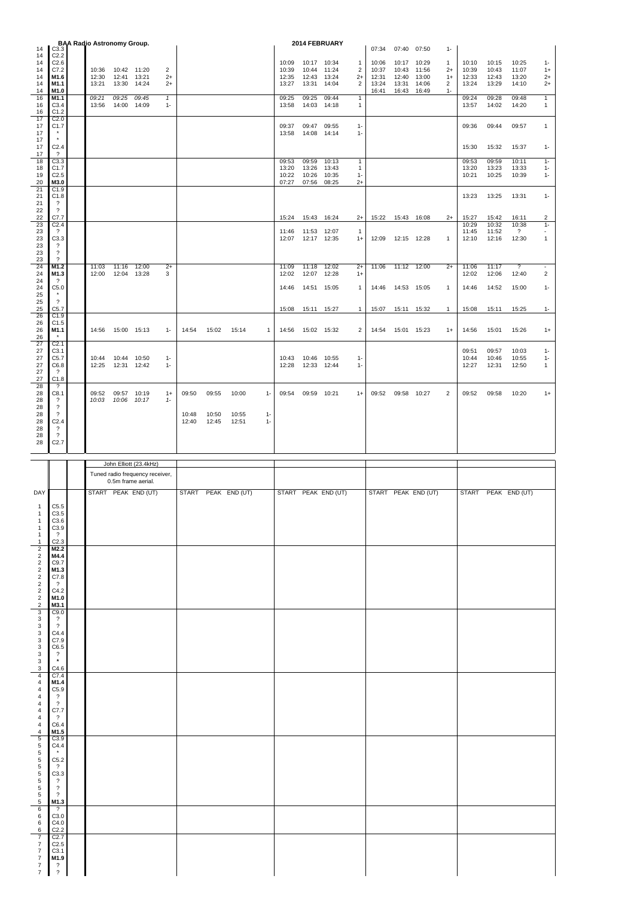**BAA Radio Astronomy Group.** **2014 FEBRUARY**

| DAY | GOES | | START | PEAK | END (UT) | | START | PEAK | END (UT) | | START | PEAK | END (UT) | | START | PEAK | END (UT) | | START | PEAK | END (UT) | |
|---|---|---|---|---|---|---|---|---|---|---|---|---|---|---|---|---|---|---|---|---|---|---|
| 14 | C3.3 | | | | | | | | | | | | | | 07:34 | 07:40 | 07:50 | 1- | | | | |
| 14 | C2.2 | | | | | | | | | | | | | | | | | | | | | |
| 14 | C2.6 | | | | | | | | | | 10:09 | 10:17 | 10:34 | 1 | 10:06 | 10:17 | 10:29 | 1 | 10:10 | 10:15 | 10:25 | 1- |
| 14 | C7.2 | | 10:36 | 10:42 | 11:20 | 2 | | | | | 10:39 | 10:44 | 11:24 | 2 | 10:37 | 10:43 | 11:56 | 2+ | 10:39 | 10:43 | 11:07 | 1+ |
| 14 | **M1.6** | | 12:30 | 12:41 | 13:21 | 2+ | | | | | 12:35 | 12:43 | 13:24 | 2+ | 12:31 | 12:40 | 13:00 | 1+ | 12:33 | 12:43 | 13:20 | 2+ |
| 14 | **M1.1** | | 13:21 | 13:30 | 14:24 | 2+ | | | | | 13:27 | 13:31 | 14:04 | 2 | 13:24 | 13:31 | 14:06 | 2 | 13:24 | 13:29 | 14:10 | 2+ |
| 14 | **M1.0** | | | | | | | | | | | | | | 16:41 | 16:43 | 16:49 | 1- | | | | |
| 16 | **M1.1** | | *09:21* | *09:25* | *09:45* | *1* | | | | | 09:25 | 09:25 | 09:44 | 1 | | | | | 09:24 | 09:28 | 09:48 | 1 |
| 16 | C3.4 | | 13:56 | 14:00 | 14:09 | 1- | | | | | 13:58 | 14:03 | 14:18 | 1 | | | | | 13:57 | 14:02 | 14:20 | 1 |
| 16 | C1.2 | | | | | | | | | | | | | | | | | | | | | |
| 17 | C2.0 | | | | | | | | | | | | | | | | | | | | | |
| 17 | C1.7 | | | | | | | | | | 09:37 | 09:47 | 09:55 | 1- | | | | | 09:36 | 09:44 | 09:57 | 1 |
| 17 | * | | | | | | | | | | 13:58 | 14:08 | 14:14 | 1- | | | | | | | | |
| 17 | * | | | | | | | | | | | | | | | | | | | | | |
| 17 | C2.4 | | | | | | | | | | | | | | | | | | 15:30 | 15:32 | 15:37 | 1- |
| 17 | ? | | | | | | | | | | | | | | | | | | | | | |
| 18 | C3.3 | | | | | | | | | | 09:53 | 09:59 | 10:13 | 1 | | | | | 09:53 | 09:59 | 10:11 | 1- |
| 18 | C1.7 | | | | | | | | | | 13:20 | 13:26 | 13:43 | 1 | | | | | 13:20 | 13:23 | 13:33 | 1- |
| 19 | C2.5 | | | | | | | | | | 10:22 | 10:26 | 10:35 | 1- | | | | | 10:21 | 10:25 | 10:39 | 1- |
| 20 | **M3.0** | | | | | | | | | | 07:27 | 07:56 | 08:25 | 2+ | | | | | | | | |
| 21 | C1.9 | | | | | | | | | | | | | | | | | | | | | |
| 21 | C1.8 | | | | | | | | | | | | | | | | | | 13:23 | 13:25 | 13:31 | 1- |
| 21 | ? | | | | | | | | | | | | | | | | | | | | | |
| 22 | ? | | | | | | | | | | | | | | | | | | | | | |
| 22 | C7.7 | | | | | | | | | | 15:24 | 15:43 | 16:24 | 2+ | 15:22 | 15:43 | 16:08 | 2+ | 15:27 | 15:42 | 16:11 | 2 |
| 23 | C2.4 | | | | | | | | | | | | | | | | | | 10:29 | 10:32 | 10:38 | 1- |
| 23 | ? | | | | | | | | | | 11:46 | 11:53 | 12:07 | 1 | | | | | 11:45 | 11:52 | ? | - |
| 23 | C3.3 | | | | | | | | | | 12:07 | 12:17 | 12:35 | 1+ | 12:09 | 12:15 | 12:28 | 1 | 12:10 | 12:16 | 12:30 | 1 |
| 23 | ? | | | | | | | | | | | | | | | | | | | | | |
| 23 | ? | | | | | | | | | | | | | | | | | | | | | |
| 23 | ? | | | | | | | | | | | | | | | | | | | | | |
| 24 | **M1.2** | | 11:03 | 11:16 | 12:00 | 2+ | | | | | 11:09 | 11:18 | 12:02 | 2+ | 11:06 | 11:12 | 12:00 | 2+ | 11:06 | 11:17 | ? | - |
| 24 | **M1.3** | | 12:00 | 12:04 | 13:28 | 3 | | | | | 12:02 | 12:07 | 12:28 | 1+ | | | | | 12:02 | 12:06 | 12:40 | 2 |
| 24 | ? | | | | | | | | | | | | | | | | | | | | | |
| 24 | C5.0 | | | | | | | | | | 14:46 | 14:51 | 15:05 | 1 | 14:46 | 14:53 | 15:05 | 1 | 14:46 | 14:52 | 15:00 | 1- |
| 25 | * | | | | | | | | | | | | | | | | | | | | | |
| 25 | ? | | | | | | | | | | | | | | | | | | | | | |
| 25 | C5.7 | | | | | | | | | | 15:08 | 15:11 | 15:27 | 1 | 15:07 | 15:11 | 15:32 | 1 | 15:08 | 15:11 | 15:25 | 1- |
| 26 | C1.9 | | | | | | | | | | | | | | | | | | | | | |
| 26 | C1.5 | | | | | | | | | | | | | | | | | | | | | |
| 26 | **M1.1** | | 14:56 | 15:00 | 15:13 | 1- | 14:54 | 15:02 | 15:14 | 1 | 14:56 | 15:02 | 15:32 | 2 | 14:54 | 15:01 | 15:23 | 1+ | 14:56 | 15:01 | 15:26 | 1+ |
| 26 | * | | | | | | | | | | | | | | | | | | | | | |
| 27 | C2.1 | | | | | | | | | | | | | | | | | | | | | |
| 27 | C3.1 | | | | | | | | | | | | | | | | | | 09:51 | 09:57 | 10:03 | 1- |
| 27 | C5.7 | | 10:44 | 10:44 | 10:50 | 1- | | | | | 10:43 | 10:46 | 10:55 | 1- | | | | | 10:44 | 10:46 | 10:55 | 1- |
| 27 | C6.8 | | 12:25 | 12:31 | 12:42 | 1- | | | | | 12:28 | 12:33 | 12:44 | 1- | | | | | 12:27 | 12:31 | 12:50 | 1 |
| 27 | ? | | | | | | | | | | | | | | | | | | | | | |
| 27 | C1.8 | | | | | | | | | | | | | | | | | | | | | |
| 28 | ? | | | | | | | | | | | | | | | | | | | | | |
| 28 | C8.1 | | 09:52 | 09:57 | 10:19 | 1+ | 09:50 | 09:55 | 10:00 | 1- | 09:54 | 09:59 | 10:21 | 1+ | 09:52 | 09:58 | 10:27 | 2 | 09:52 | 09:58 | 10:20 | 1+ |
| 28 | ? | | *10:03* | *10:06* | *10:17* | *1-* | | | | | | | | | | | | | | | | |
| 28 | ? | | | | | | | | | | | | | | | | | | | | | |
| 28 | ? | | | | | | 10:48 | 10:50 | 10:55 | 1- | | | | | | | | | | | | |
| 28 | C2.4 | | | | | | 12:40 | 12:45 | 12:51 | 1- | | | | | | | | | | | | |
| 28 | ? | | | | | | | | | | | | | | | | | | | | | |
| 28 | ? | | | | | | | | | | | | | | | | | | | | | |
| 28 | C2.7 | | | | | | | | | | | | | | | | | | | | | |

| DAY | GOES | | John Elliott (23.4kHz) Tuned radio frequency receiver, 0.5m frame aerial. START | PEAK | END (UT) | START | PEAK | END (UT) | START | PEAK | END (UT) | START | PEAK | END (UT) | START | PEAK | END (UT) |
|---|---|---|---|---|---|---|---|---|---|---|---|---|---|---|---|---|---|
| 1 | C5.5 | | | | | | | | | | | | | | | | |
| 1 | C3.5 | | | | | | | | | | | | | | | | |
| 1 | C3.6 | | | | | | | | | | | | | | | | |
| 1 | C3.9 | | | | | | | | | | | | | | | | |
| 1 | ? | | | | | | | | | | | | | | | | |
| 1 | C2.3 | | | | | | | | | | | | | | | | |
| 2 | **M2.2** | | | | | | | | | | | | | | | | |
| 2 | **M4.4** | | | | | | | | | | | | | | | | |
| 2 | C9.7 | | | | | | | | | | | | | | | | |
| 2 | **M1.3** | | | | | | | | | | | | | | | | |
| 2 | C7.8 | | | | | | | | | | | | | | | | |
| 2 | ? | | | | | | | | | | | | | | | | |
| 2 | C4.2 | | | | | | | | | | | | | | | | |
| 2 | **M1.0** | | | | | | | | | | | | | | | | |
| 2 | **M3.1** | | | | | | | | | | | | | | | | |
| 3 | C9.0 | | | | | | | | | | | | | | | | |
| 3 | ? | | | | | | | | | | | | | | | | |
| 3 | ? | | | | | | | | | | | | | | | | |
| 3 | C4.4 | | | | | | | | | | | | | | | | |
| 3 | C7.9 | | | | | | | | | | | | | | | | |
| 3 | C6.5 | | | | | | | | | | | | | | | | |
| 3 | ? | | | | | | | | | | | | | | | | |
| 3 | * | | | | | | | | | | | | | | | | |
| 3 | C4.6 | | | | | | | | | | | | | | | | |
| 4 | C7.4 | | | | | | | | | | | | | | | | |
| 4 | **M1.4** | | | | | | | | | | | | | | | | |
| 4 | C5.9 | | | | | | | | | | | | | | | | |
| 4 | ? | | | | | | | | | | | | | | | | |
| 4 | ? | | | | | | | | | | | | | | | | |
| 4 | C7.7 | | | | | | | | | | | | | | | | |
| 4 | ? | | | | | | | | | | | | | | | | |
| 4 | C6.4 | | | | | | | | | | | | | | | | |
| 4 | **M1.5** | | | | | | | | | | | | | | | | |
| 5 | C3.9 | | | | | | | | | | | | | | | | |
| 5 | C4.4 | | | | | | | | | | | | | | | | |
| 5 | * | | | | | | | | | | | | | | | | |
| 5 | C5.2 | | | | | | | | | | | | | | | | |
| 5 | ? | | | | | | | | | | | | | | | | |
| 5 | C3.3 | | | | | | | | | | | | | | | | |
| 5 | ? | | | | | | | | | | | | | | | | |
| 5 | ? | | | | | | | | | | | | | | | | |
| 5 | ? | | | | | | | | | | | | | | | | |
| 5 | **M1.3** | | | | | | | | | | | | | | | | |
| 6 | ? | | | | | | | | | | | | | | | | |
| 6 | C3.0 | | | | | | | | | | | | | | | | |
| 6 | C4.0 | | | | | | | | | | | | | | | | |
| 6 | C2.2 | | | | | | | | | | | | | | | | |
| 7 | C2.7 | | | | | | | | | | | | | | | | |
| 7 | C2.5 | | | | | | | | | | | | | | | | |
| 7 | C3.1 | | | | | | | | | | | | | | | | |
| 7 | **M1.9** | | | | | | | | | | | | | | | | |
| 7 | ? | | | | | | | | | | | | | | | | |
| 7 | ? | | | | | | | | | | | | | | | | |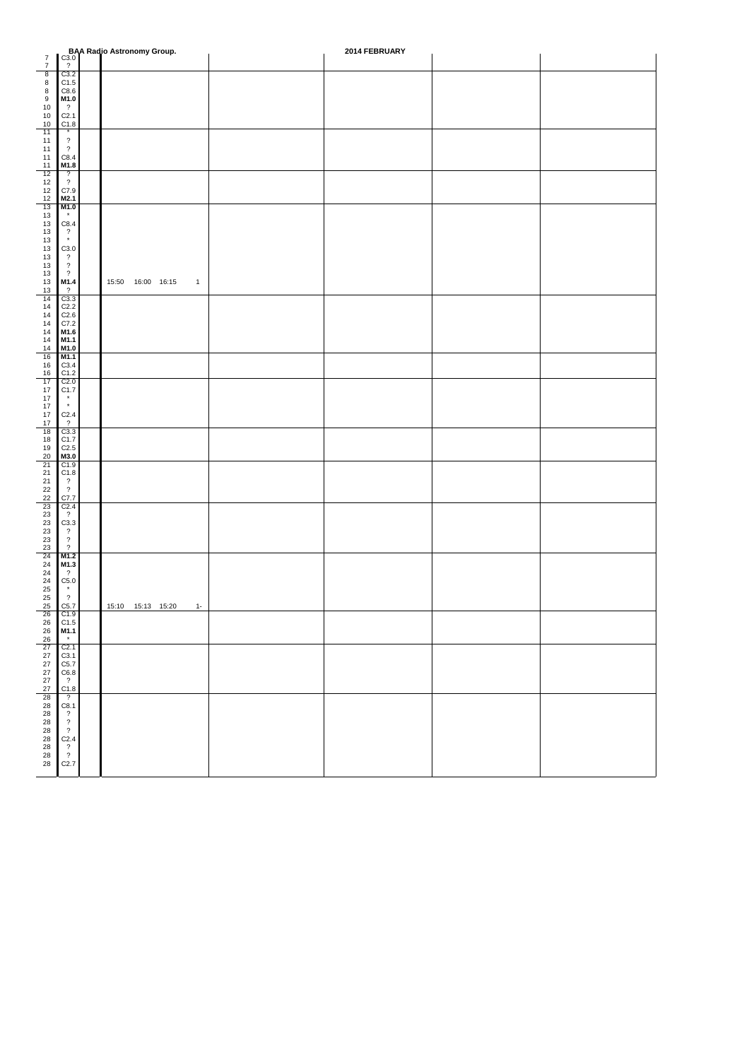BAA Radio Astronomy Group.

2014 FEBRUARY

| Day | Class | | | | | | |
|---|---|---|---|---|---|---|---|
| 7 | C3.0 | | | | | | |
| 7 | ? | | | | | | |
| 8 | C3.2 | | | | | | |
| 8 | C1.5 | | | | | | |
| 8 | C8.6 | | | | | | |
| 9 | **M1.0** | | | | | | |
| 10 | ? | | | | | | |
| 10 | C2.1 | | | | | | |
| 10 | C1.8 | | | | | | |
| 11 | * | | | | | | |
| 11 | ? | | | | | | |
| 11 | ? | | | | | | |
| 11 | C8.4 | | | | | | |
| 11 | **M1.8** | | | | | | |
| 12 | ? | | | | | | |
| 12 | ? | | | | | | |
| 12 | C7.9 | | | | | | |
| 12 | **M2.1** | | | | | | |
| 13 | **M1.0** | | | | | | |
| 13 | * | | | | | | |
| 13 | C8.4 | | | | | | |
| 13 | ? | | | | | | |
| 13 | * | | | | | | |
| 13 | C3.0 | | | | | | |
| 13 | ? | | | | | | |
| 13 | ? | | | | | | |
| 13 | ? | | | | | | |
| 13 | **M1.4** | | 15:50 16:00 16:15 1 | | | | |
| 13 | ? | | | | | | |
| 14 | C3.3 | | | | | | |
| 14 | C2.2 | | | | | | |
| 14 | C2.6 | | | | | | |
| 14 | C7.2 | | | | | | |
| 14 | **M1.6** | | | | | | |
| 14 | **M1.1** | | | | | | |
| 14 | **M1.0** | | | | | | |
| 16 | **M1.1** | | | | | | |
| 16 | C3.4 | | | | | | |
| 16 | C1.2 | | | | | | |
| 17 | C2.0 | | | | | | |
| 17 | C1.7 | | | | | | |
| 17 | * | | | | | | |
| 17 | * | | | | | | |
| 17 | C2.4 | | | | | | |
| 17 | ? | | | | | | |
| 18 | C3.3 | | | | | | |
| 18 | C1.7 | | | | | | |
| 19 | C2.5 | | | | | | |
| 20 | **M3.0** | | | | | | |
| 21 | C1.9 | | | | | | |
| 21 | C1.8 | | | | | | |
| 21 | ? | | | | | | |
| 22 | ? | | | | | | |
| 22 | C7.7 | | | | | | |
| 23 | C2.4 | | | | | | |
| 23 | ? | | | | | | |
| 23 | C3.3 | | | | | | |
| 23 | ? | | | | | | |
| 23 | ? | | | | | | |
| 23 | ? | | | | | | |
| 24 | **M1.2** | | | | | | |
| 24 | **M1.3** | | | | | | |
| 24 | ? | | | | | | |
| 24 | C5.0 | | | | | | |
| 25 | * | | | | | | |
| 25 | ? | | | | | | |
| 25 | C5.7 | | 15:10 15:13 15:20 1- | | | | |
| 26 | C1.9 | | | | | | |
| 26 | C1.5 | | | | | | |
| 26 | **M1.1** | | | | | | |
| 26 | * | | | | | | |
| 27 | C2.1 | | | | | | |
| 27 | C3.1 | | | | | | |
| 27 | C5.7 | | | | | | |
| 27 | C6.8 | | | | | | |
| 27 | ? | | | | | | |
| 27 | C1.8 | | | | | | |
| 28 | ? | | | | | | |
| 28 | C8.1 | | | | | | |
| 28 | ? | | | | | | |
| 28 | ? | | | | | | |
| 28 | ? | | | | | | |
| 28 | C2.4 | | | | | | |
| 28 | ? | | | | | | |
| 28 | ? | | | | | | |
| 28 | C2.7 | | | | | | |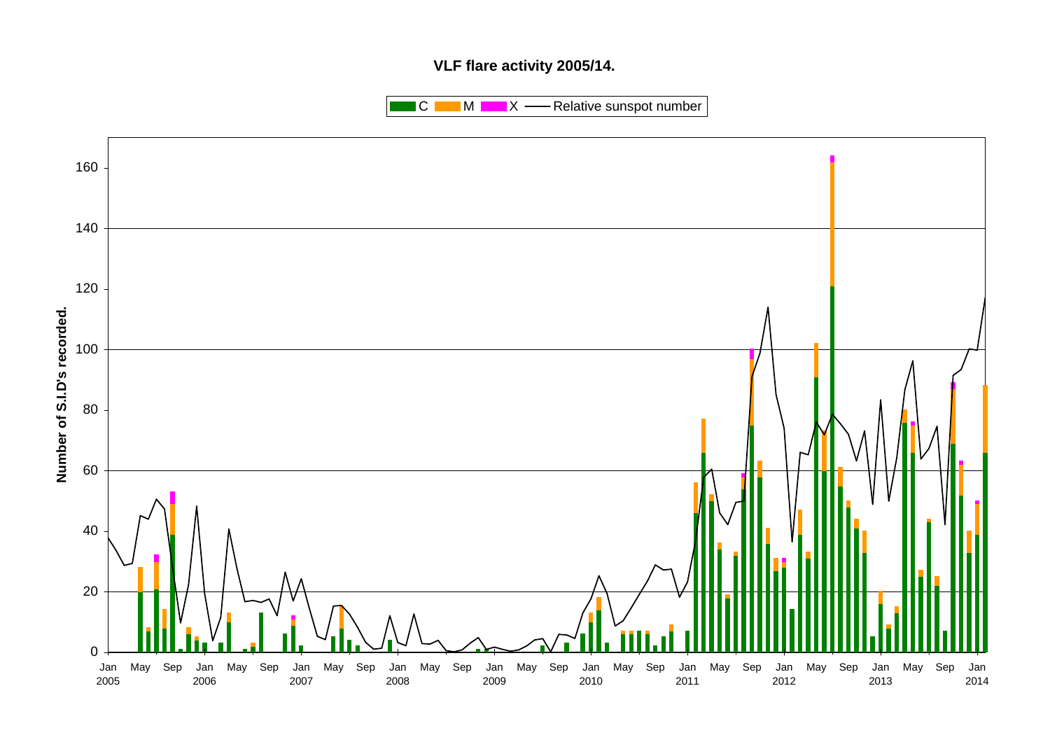**VLF flare activity 2005/14.**

Legend: C, M, X, Relative sunspot number

Y-axis: Number of S.I.D's recorded.

X-axis: Jan 2005 – Jan 2014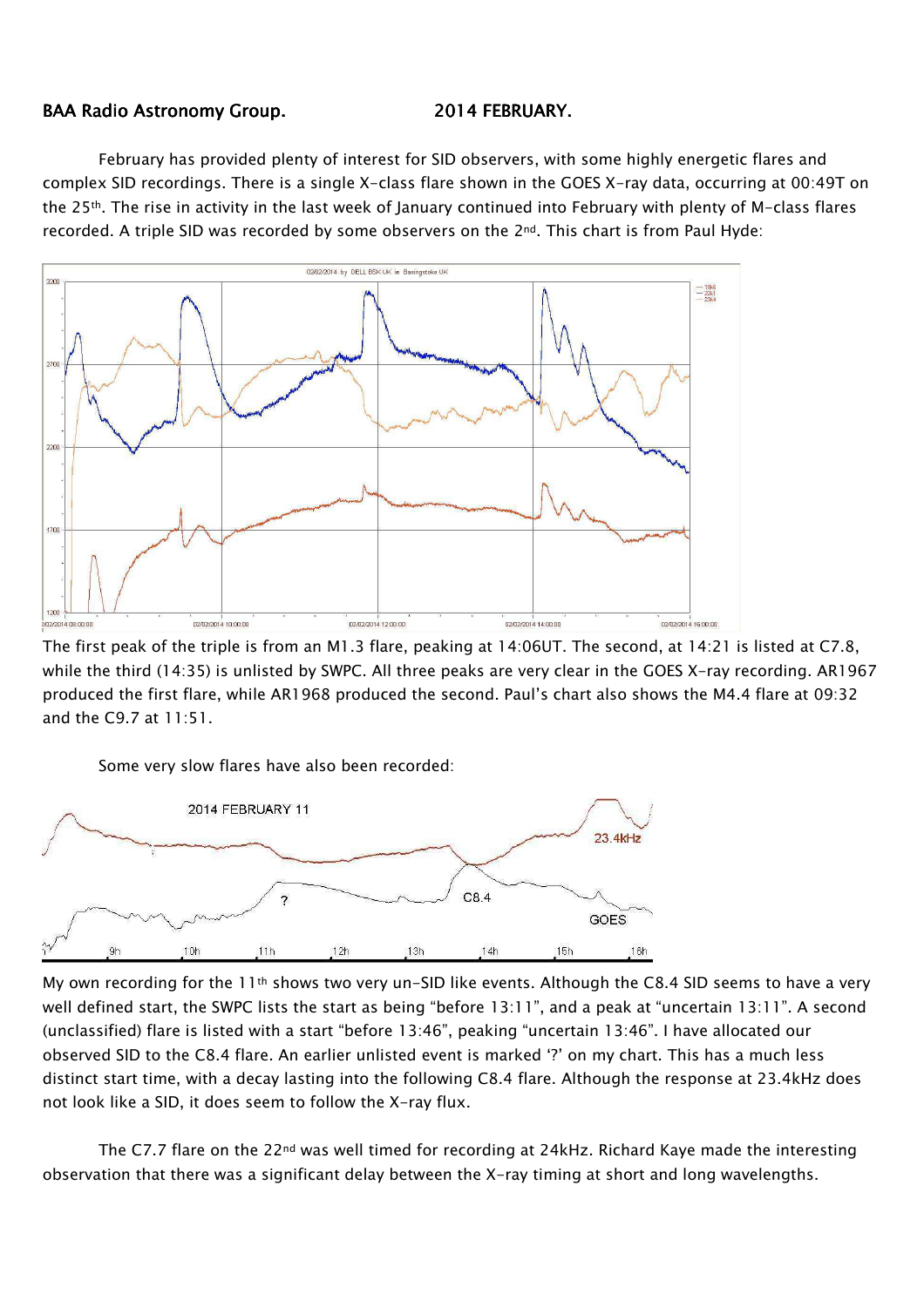**BAA Radio Astronomy Group.** **2014 FEBRUARY.**

February has provided plenty of interest for SID observers, with some highly energetic flares and complex SID recordings. There is a single X-class flare shown in the GOES X-ray data, occurring at 00:49T on the 25th. The rise in activity in the last week of January continued into February with plenty of M-class flares recorded. A triple SID was recorded by some observers on the 2nd. This chart is from Paul Hyde:

The first peak of the triple is from an M1.3 flare, peaking at 14:06UT. The second, at 14:21 is listed at C7.8, while the third (14:35) is unlisted by SWPC. All three peaks are very clear in the GOES X-ray recording. AR1967 produced the first flare, while AR1968 produced the second. Paul's chart also shows the M4.4 flare at 09:32 and the C9.7 at 11:51.

Some very slow flares have also been recorded:

My own recording for the 11th shows two very un-SID like events. Although the C8.4 SID seems to have a very well defined start, the SWPC lists the start as being "before 13:11", and a peak at "uncertain 13:11". A second (unclassified) flare is listed with a start "before 13:46", peaking "uncertain 13:46". I have allocated our observed SID to the C8.4 flare. An earlier unlisted event is marked '?' on my chart. This has a much less distinct start time, with a decay lasting into the following C8.4 flare. Although the response at 23.4kHz does not look like a SID, it does seem to follow the X-ray flux.

The C7.7 flare on the 22nd was well timed for recording at 24kHz. Richard Kaye made the interesting observation that there was a significant delay between the X-ray timing at short and long wavelengths.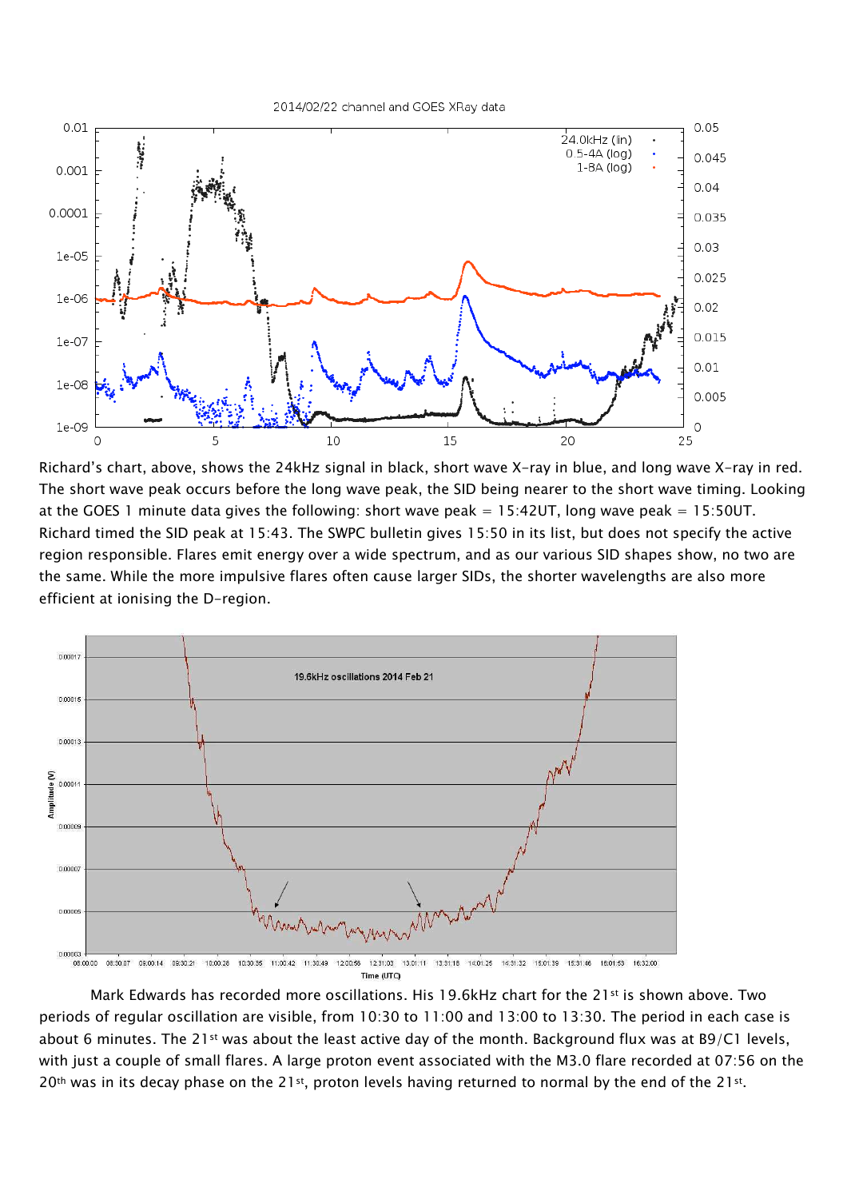Richard's chart, above, shows the 24kHz signal in black, short wave X-ray in blue, and long wave X-ray in red. The short wave peak occurs before the long wave peak, the SID being nearer to the short wave timing. Looking at the GOES 1 minute data gives the following: short wave peak = 15:42UT, long wave peak = 15:50UT. Richard timed the SID peak at 15:43. The SWPC bulletin gives 15:50 in its list, but does not specify the active region responsible. Flares emit energy over a wide spectrum, and as our various SID shapes show, no two are the same. While the more impulsive flares often cause larger SIDs, the shorter wavelengths are also more efficient at ionising the D-region.

Mark Edwards has recorded more oscillations. His 19.6kHz chart for the 21st is shown above. Two periods of regular oscillation are visible, from 10:30 to 11:00 and 13:00 to 13:30. The period in each case is about 6 minutes. The 21st was about the least active day of the month. Background flux was at B9/C1 levels, with just a couple of small flares. A large proton event associated with the M3.0 flare recorded at 07:56 on the 20th was in its decay phase on the 21st, proton levels having returned to normal by the end of the 21st.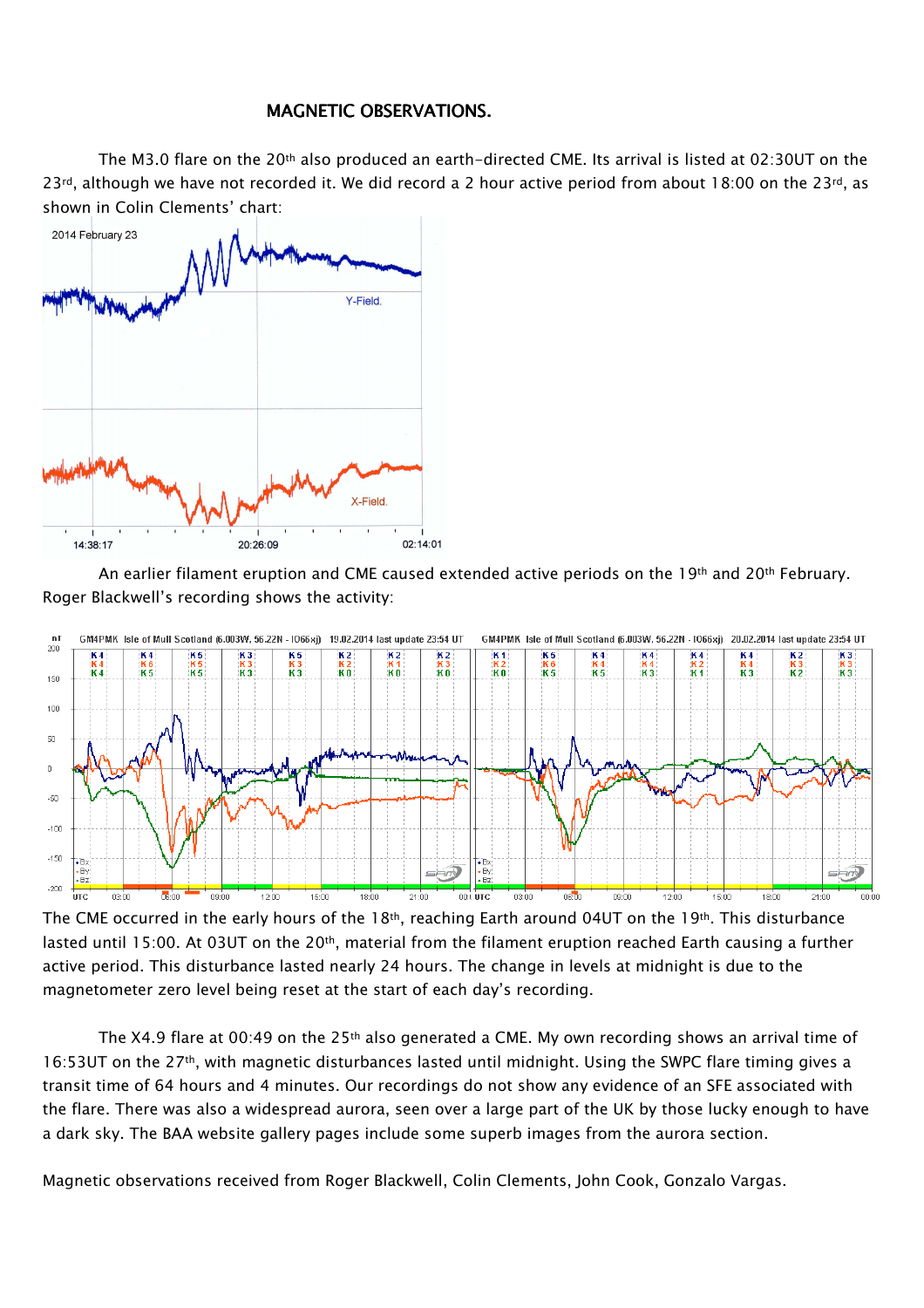# MAGNETIC OBSERVATIONS.

The M3.0 flare on the 20th also produced an earth-directed CME. Its arrival is listed at 02:30UT on the 23rd, although we have not recorded it. We did record a 2 hour active period from about 18:00 on the 23rd, as shown in Colin Clements' chart:

An earlier filament eruption and CME caused extended active periods on the 19th and 20th February. Roger Blackwell's recording shows the activity:

The CME occurred in the early hours of the 18th, reaching Earth around 04UT on the 19th. This disturbance lasted until 15:00. At 03UT on the 20th, material from the filament eruption reached Earth causing a further active period. This disturbance lasted nearly 24 hours. The change in levels at midnight is due to the magnetometer zero level being reset at the start of each day's recording.

The X4.9 flare at 00:49 on the 25th also generated a CME. My own recording shows an arrival time of 16:53UT on the 27th, with magnetic disturbances lasted until midnight. Using the SWPC flare timing gives a transit time of 64 hours and 4 minutes. Our recordings do not show any evidence of an SFE associated with the flare. There was also a widespread aurora, seen over a large part of the UK by those lucky enough to have a dark sky. The BAA website gallery pages include some superb images from the aurora section.

Magnetic observations received from Roger Blackwell, Colin Clements, John Cook, Gonzalo Vargas.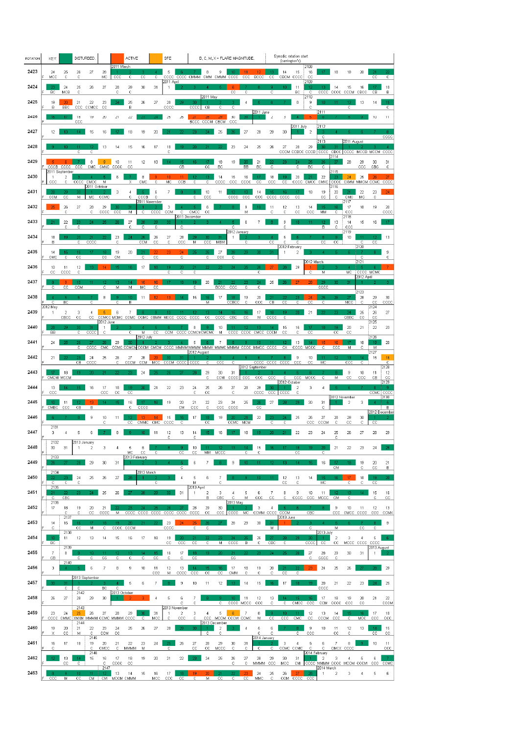ROTATION | KEY | DISTURBED | ACTIVE | SFE | B, C, M, X = FLARE MAGNITUDE. | Synodic rotation start (carrington's)

2423: 24 25 26 27 28 | 2011 March: 1 2 3 4 5 6 7 8 9 10 11 12 13 14 15 16 17 18 19 20 21 22

2424: 23 24 25 26 27 28 29 30 31 | 2011 April: 1 2 3 4 5 6 7 8 9 10 11 12 13 14 15 16 17 18

2425: 19 20 21 22 23 24 25 26 27 28 29 30 | 2011 May: 1 2 3 4 5 6 7 8 9 10 11 12 13 14 15

2426: 16 17 18 19 20 21 22 23 24 25 26 27 28 29 30 31 | 2011 June: 1 2 3 4 5 6 7 8 9 10 11

2427: 12 13 14 15 16 17 18 19 20 21 22 23 24 25 26 27 28 29 30 | 2011 July: 1 2 3 4 5 6 7 8

2428: 9 10 11 12 13 14 15 16 17 18 19 20 21 22 23 24 25 26 27 28 29 30 31 | 2011 August: 1 2 3 4

2429: 5 6 7 8 9 10 11 12 13 14 15 16 17 18 19 20 21 22 23 24 25 26 27 28 29 30 31

2430: 2011 September: 1 2 3 4 5 6 7 8 9 10 11 12 13 14 15 16 17 18 19 20 21 22 23 24 25 26 27

2431: 28 29 30 | 2011 October: 1 2 3 4 5 6 7 8 9 10 11 12 13 14 15 16 17 18 19 20 21 22 23 24

2432: 25 26 27 28 29 30 31 | 2011 November: 1 2 3 4 5 6 7 8 9 10 11 12 13 14 15 16 17 18 19 20

2433: 21 22 23 24 25 26 27 28 29 30 | 2011 December: 1 2 3 4 5 6 7 8 9 10 11 12 13 14 15 16 17

2434: 18 19 20 21 22 23 24 25 26 27 28 29 30 31 | 2012 January: 1 2 3 4 5 6 7 8 9 10 11 12 13

2435: 14 15 16 17 18 19 20 21 22 23 24 25 26 27 28 29 30 31 | 2012 February: 1 2 3 4 5 6 7 8 9

2436: 10 11 12 13 14 15 16 17 18 19 20 21 22 23 24 25 26 27 28 29 | 2012 March: 1 2 3 4 5 6 7

2437: 8 9 10 11 12 13 14 15 16 17 18 19 20 21 22 23 24 25 26 27 28 29 30 31 | 2012 April: 1 2 3

2438: 4 5 6 7 8 9 10 11 12 13 14 15 16 17 18 19 20 21 22 23 24 25 26 27 28 29 30

2439: 2012 May: 1 2 3 4 5 6 7 8 9 10 11 12 13 14 15 16 17 18 19 20 21 22 23 24 25 26 27

2440: 28 29 30 31 | 2012 June: 1 2 3 4 5 6 7 8 9 10 11 12 13 14 15 16 17 18 19 20 21 22 23

2441: 24 25 26 27 28 29 30 | 2012 July: 1 2 3 4 5 6 7 8 9 10 11 12 13 14 15 16 17 18 19 20

2442: 21 22 23 24 25 26 27 28 29 30 31 | 2012 August: 1 2 3 4 5 6 7 8 9 10 11 12 13 14 15 16

2443: 17 18 19 20 21 22 23 24 25 26 27 28 29 30 31 | 2012 September: 1 2 3 4 5 6 7 8 9 10 11 12

2444: 13 14 15 16 17 18 19 20 21 22 23 24 25 26 27 28 29 30 | 2012 October: 1 2 3 4 5 6 7 8 9

2445: 10 11 12 13 14 15 16 17 18 19 20 21 22 23 24 25 26 27 28 29 30 31 | 2012 November: 1 2 3 4 5

2446: 6 7 8 9 10 11 12 13 14 15 16 17 18 19 20 21 22 23 24 25 26 27 28 29 30 | 2012 December: 1 2

2447: 3 4 5 6 7 8 9 10 11 12 13 14 15 16 17 18 19 20 21 22 23 24 25 26 27 28 29

2448: 30 31 | 2013 January: 1 2 3 4 5 6 7 8 9 10 11 12 13 14 15 16 17 18 19 20 21 22 23 24 25

2449: 26 27 28 29 30 31 | 2013 February: 1 2 3 4 5 6 7 8 9 10 11 12 13 14 15 16 17 18 19 20 21

2450: 22 23 24 25 26 27 28 | 2013 March: 1 2 3 4 5 6 7 8 9 10 11 12 13 14 15 16 17 18 19 20

2451: 21 22 23 24 25 26 27 28 29 30 31 | 2013 April: 1 2 3 4 5 6 7 8 9 10 11 12 13 14 15 16

2452: 17 18 19 20 21 22 23 24 25 26 27 28 29 30 | 2013 May: 1 2 3 4 5 6 7 8 9 10 11 12 13

2453: 14 15 16 17 18 19 20 21 22 23 24 25 26 27 28 29 30 31 | 2013 June: 1 2 3 4 5 6 7 8 9

2454: 10 11 12 13 14 15 16 17 18 19 20 21 22 23 24 25 26 27 28 29 30 | 2013 July: 1 2 3 4 5 6

2455: 7 8 9 10 11 12 13 14 15 16 17 18 19 20 21 22 23 24 25 26 27 28 29 30 31 | 2013 August: 1 2

2456: 3 4 5 6 7 8 9 10 11 12 13 14 15 16 17 18 19 20 21 22 23 24 25 26 27 28 29

2457: 30 31 | 2013 September: 1 2 3 4 5 6 7 8 9 10 11 12 13 14 15 16 17 18 19 20 21 22 23 24 25

2458: 26 27 28 29 30 | 2013 October: 1 2 3 4 5 6 7 8 9 10 11 12 13 14 15 16 17 18 19 20 21 22

2459: 23 24 25 26 27 28 29 30 31 | 2013 November: 1 2 3 4 5 6 7 8 9 10 11 12 13 14 15 16 17 18

2460: 19 20 21 22 23 24 25 26 27 28 29 30 | 2013 December: 1 2 3 4 5 6 7 8 9 10 11 12 13 14 15

2461: 16 17 18 19 20 21 22 23 24 25 26 27 28 29 30 31 | 2014 January: 1 2 3 4 5 6 7 8 9 10 11

2462: 12 13 14 15 16 17 18 19 20 21 22 23 24 25 26 27 28 29 30 31 | 2014 February: 1 2 3 4 5 6 7

2463: 8 9 10 11 12 13 14 15 16 17 18 19 20 21 22 23 24 25 26 27 28 | 2014 March: 1 2 3 4 5 6

Carrington rotations: 2108 2109 2110 2111 2112 2113 2114 2115 2116 2117 2118 2119 2120 2121 2122 2123 2124 2125 2126 2127 2128 2129 2130 2131 2132 2133 2134 2135 2136 2137 2138 2139 2140 2141 2142 2143 2144 2145 2146 2147